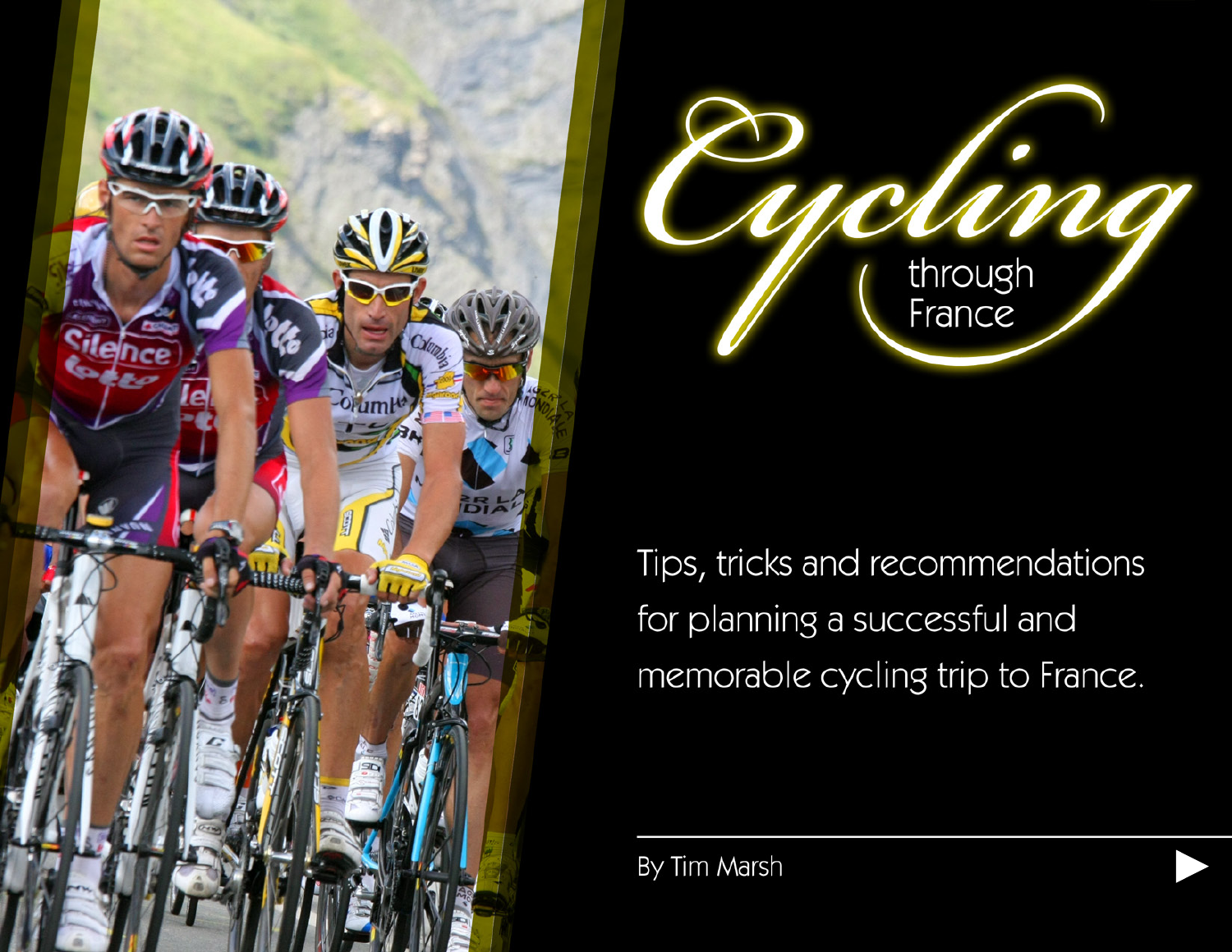# Cycling through France

Tips, tricks and recommendations for planning a successful and memorable cycling trip to France.

By Tim Marsh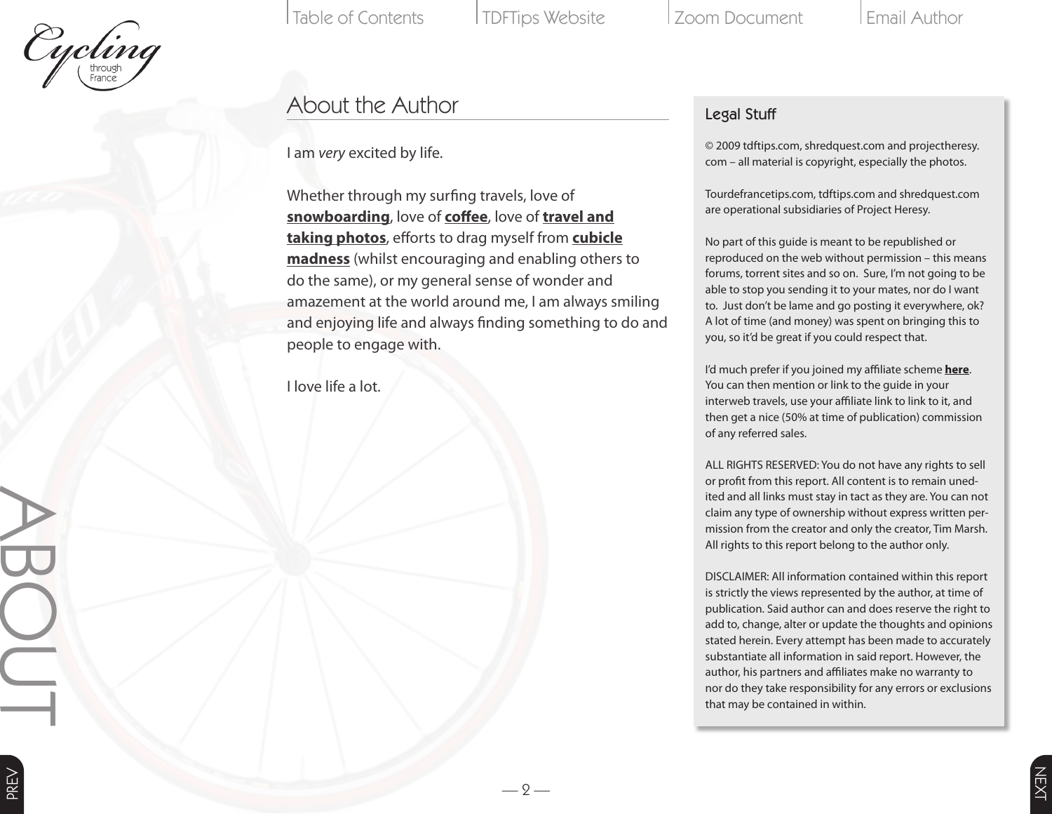## About the Author

I am *very* excited by life.

Whether through my surfing travels, love of **snowboarding**, love of **coffee**, love of **travel and taking photos**, efforts to drag myself from **cubicle madness** (whilst encouraging and enabling others to do the same), or my general sense of wonder and amazement at the world around me, I am always smiling and enjoying life and always finding something to do and people to engage with.

I love life a lot.

### Legal Stuff

© 2009 tdftips.com, shredquest.com and projectheresy.com – all material is copyright, especially the photos.

Tourdefrancetips.com, tdftips.com and shredquest.com are operational subsidiaries of Project Heresy.

No part of this guide is meant to be republished or reproduced on the web without permission – this means forums, torrent sites and so on. Sure, I'm not going to be able to stop you sending it to your mates, nor do I want to. Just don't be lame and go posting it everywhere, ok? A lot of time (and money) was spent on bringing this to you, so it'd be great if you could respect that.

I'd much prefer if you joined my affiliate scheme **here**. You can then mention or link to the guide in your interweb travels, use your affiliate link to link to it, and then get a nice (50% at time of publication) commission of any referred sales.

ALL RIGHTS RESERVED: You do not have any rights to sell or profit from this report. All content is to remain unedited and all links must stay in tact as they are. You can not claim any type of ownership without express written permission from the creator and only the creator, Tim Marsh. All rights to this report belong to the author only.

DISCLAIMER: All information contained within this report is strictly the views represented by the author, at time of publication. Said author can and does reserve the right to add to, change, alter or update the thoughts and opinions stated herein. Every attempt has been made to accurately substantiate all information in said report. However, the author, his partners and affiliates make no warranty to nor do they take responsibility for any errors or exclusions that may be contained in within.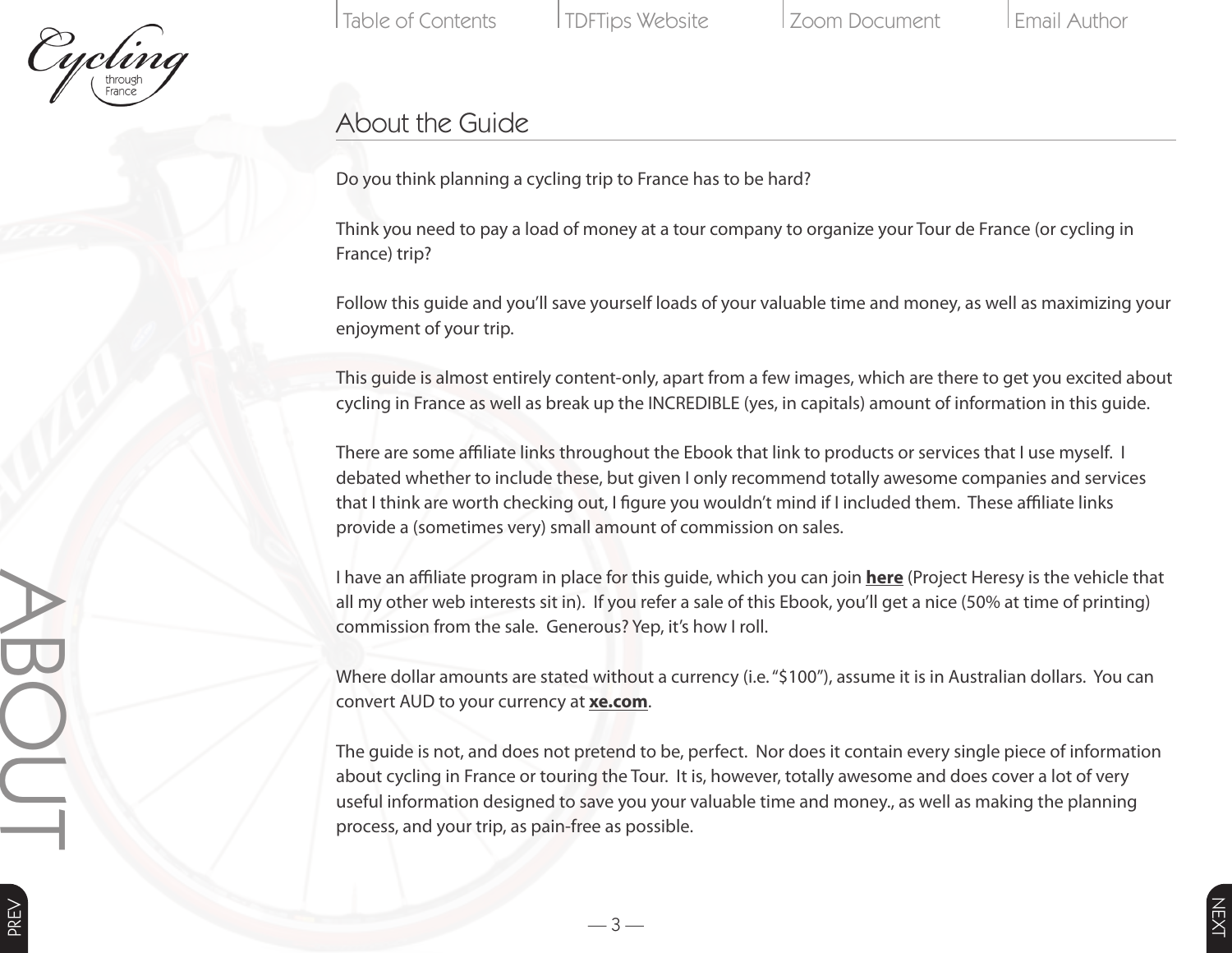## About the Guide

Do you think planning a cycling trip to France has to be hard?

Think you need to pay a load of money at a tour company to organize your Tour de France (or cycling in France) trip?

Follow this guide and you'll save yourself loads of your valuable time and money, as well as maximizing your enjoyment of your trip.

This guide is almost entirely content-only, apart from a few images, which are there to get you excited about cycling in France as well as break up the INCREDIBLE (yes, in capitals) amount of information in this guide.

There are some affiliate links throughout the Ebook that link to products or services that I use myself. I debated whether to include these, but given I only recommend totally awesome companies and services that I think are worth checking out, I figure you wouldn't mind if I included them. These affiliate links provide a (sometimes very) small amount of commission on sales.

I have an affiliate program in place for this guide, which you can join **here** (Project Heresy is the vehicle that all my other web interests sit in). If you refer a sale of this Ebook, you'll get a nice (50% at time of printing) commission from the sale. Generous? Yep, it's how I roll.

Where dollar amounts are stated without a currency (i.e. "$100"), assume it is in Australian dollars. You can convert AUD to your currency at **xe.com**.

The guide is not, and does not pretend to be, perfect. Nor does it contain every single piece of information about cycling in France or touring the Tour. It is, however, totally awesome and does cover a lot of very useful information designed to save you your valuable time and money., as well as making the planning process, and your trip, as pain-free as possible.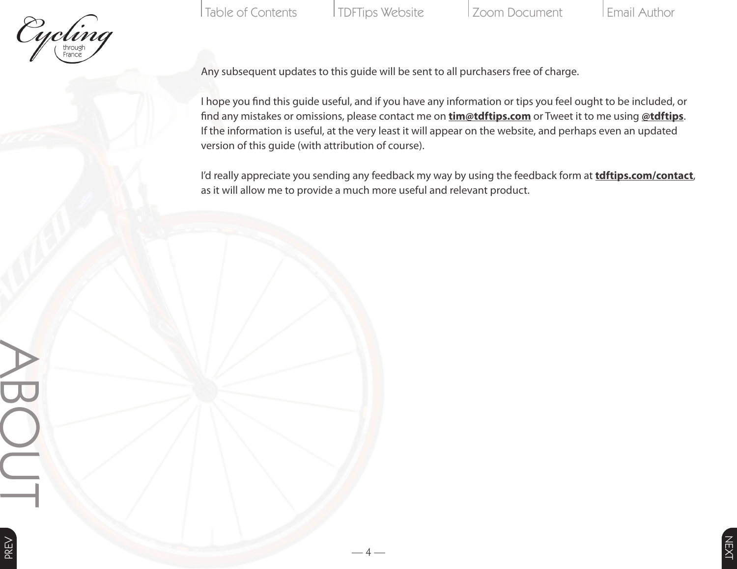Any subsequent updates to this guide will be sent to all purchasers free of charge.

I hope you find this guide useful, and if you have any information or tips you feel ought to be included, or find any mistakes or omissions, please contact me on **tim@tdftips.com** or Tweet it to me using **@tdftips**. If the information is useful, at the very least it will appear on the website, and perhaps even an updated version of this guide (with attribution of course).

I'd really appreciate you sending any feedback my way by using the feedback form at **tdftips.com/contact**, as it will allow me to provide a much more useful and relevant product.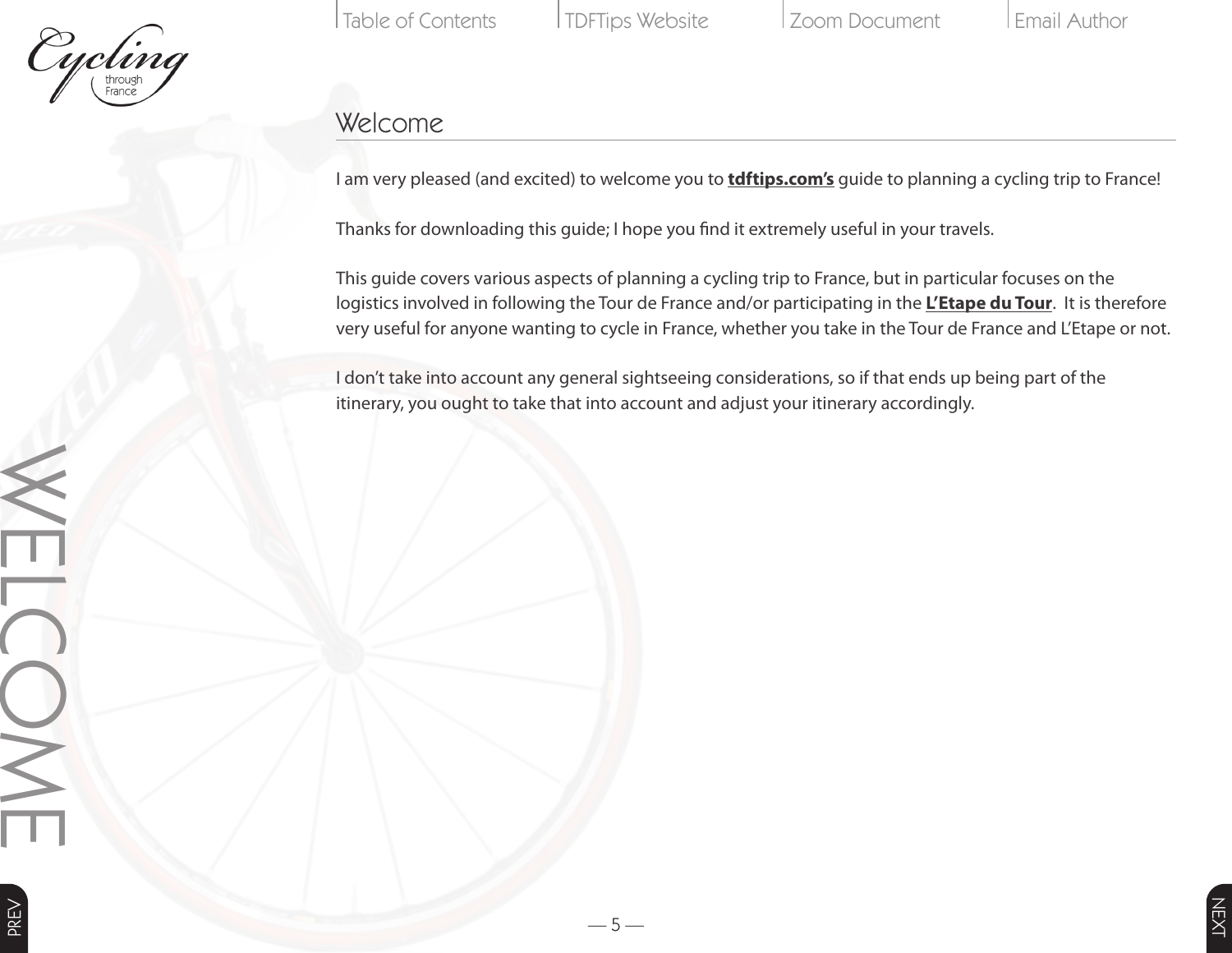## Welcome

I am very pleased (and excited) to welcome you to **tdftips.com's** guide to planning a cycling trip to France!

Thanks for downloading this guide; I hope you find it extremely useful in your travels.

This guide covers various aspects of planning a cycling trip to France, but in particular focuses on the logistics involved in following the Tour de France and/or participating in the **L'Etape du Tour**. It is therefore very useful for anyone wanting to cycle in France, whether you take in the Tour de France and L'Etape or not.

I don't take into account any general sightseeing considerations, so if that ends up being part of the itinerary, you ought to take that into account and adjust your itinerary accordingly.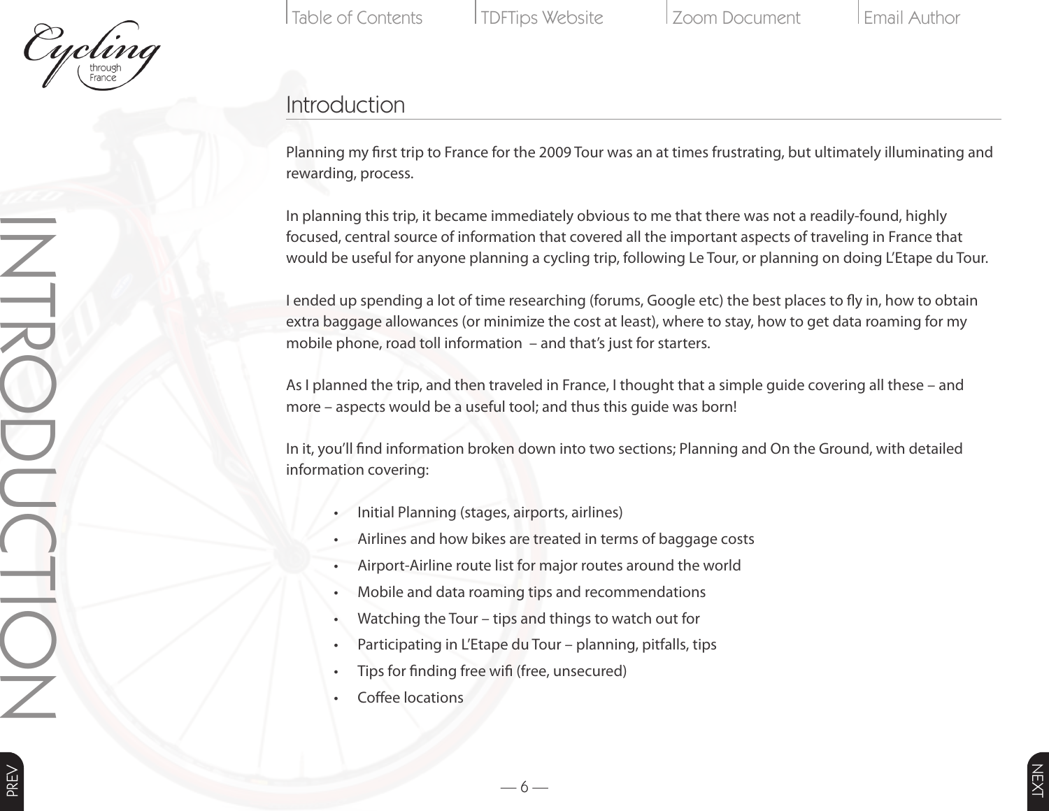# Introduction

Planning my first trip to France for the 2009 Tour was an at times frustrating, but ultimately illuminating and rewarding, process.

In planning this trip, it became immediately obvious to me that there was not a readily-found, highly focused, central source of information that covered all the important aspects of traveling in France that would be useful for anyone planning a cycling trip, following Le Tour, or planning on doing L'Etape du Tour.

I ended up spending a lot of time researching (forums, Google etc) the best places to fly in, how to obtain extra baggage allowances (or minimize the cost at least), where to stay, how to get data roaming for my mobile phone, road toll information – and that's just for starters.

As I planned the trip, and then traveled in France, I thought that a simple guide covering all these – and more – aspects would be a useful tool; and thus this guide was born!

In it, you'll find information broken down into two sections; Planning and On the Ground, with detailed information covering:

- Initial Planning (stages, airports, airlines)
- Airlines and how bikes are treated in terms of baggage costs
- Airport-Airline route list for major routes around the world
- Mobile and data roaming tips and recommendations
- Watching the Tour – tips and things to watch out for
- Participating in L'Etape du Tour – planning, pitfalls, tips
- Tips for finding free wifi (free, unsecured)
- Coffee locations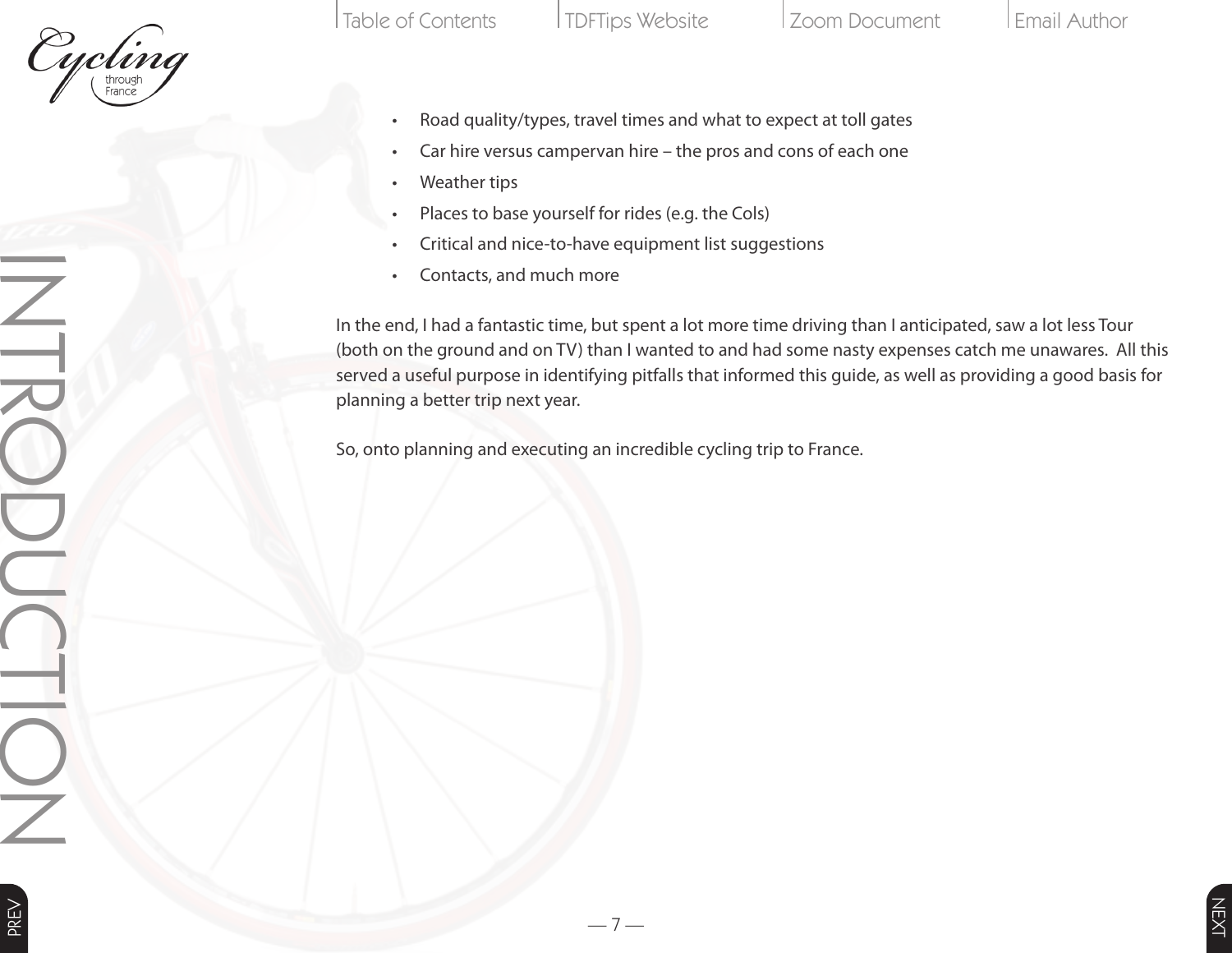- Road quality/types, travel times and what to expect at toll gates
- Car hire versus campervan hire – the pros and cons of each one
- Weather tips
- Places to base yourself for rides (e.g. the Cols)
- Critical and nice-to-have equipment list suggestions
- Contacts, and much more

In the end, I had a fantastic time, but spent a lot more time driving than I anticipated, saw a lot less Tour (both on the ground and on TV) than I wanted to and had some nasty expenses catch me unawares. All this served a useful purpose in identifying pitfalls that informed this guide, as well as providing a good basis for planning a better trip next year.

So, onto planning and executing an incredible cycling trip to France.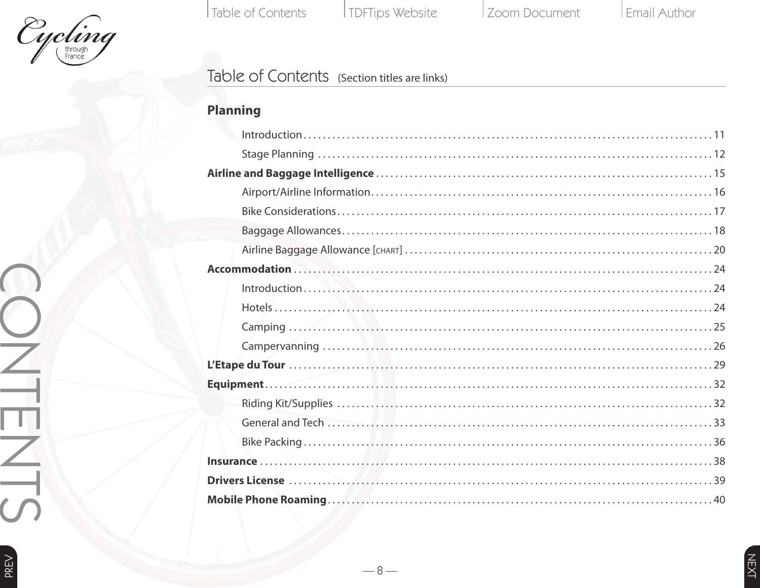# Table of Contents (Section titles are links)

**Planning**

- Introduction . . . 11
- Stage Planning . . . 12

**Airline and Baggage Intelligence** . . . 15

- Airport/Airline Information . . . 16
- Bike Considerations . . . 17
- Baggage Allowances . . . 18
- Airline Baggage Allowance [CHART] . . . 20

**Accommodation** . . . 24

- Introduction . . . 24
- Hotels . . . 24
- Camping . . . 25
- Campervanning . . . 26

**L'Etape du Tour** . . . 29

**Equipment** . . . 32

- Riding Kit/Supplies . . . 32
- General and Tech . . . 33
- Bike Packing . . . 36

**Insurance** . . . 38

**Drivers License** . . . 39

**Mobile Phone Roaming** . . . 40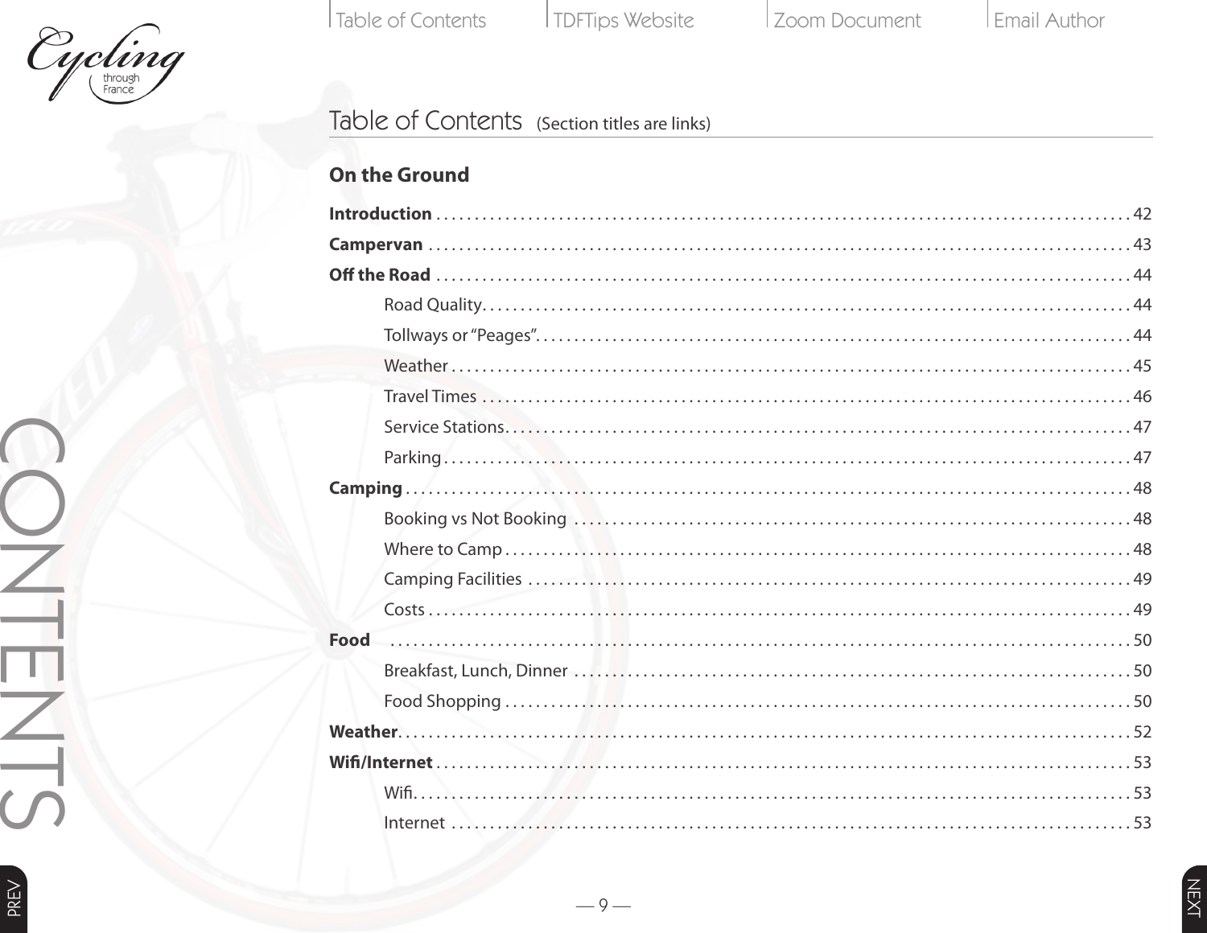# Table of Contents (Section titles are links)

## On the Ground

**Introduction** . . . . . . . . . . . . . . . . . . . . . . . . . . . . . . . . . . . . . . . . . . . . . . . . . . . . . . . . . . . . . . . . . . . . . . . . . . . . . . 42

**Campervan** . . . . . . . . . . . . . . . . . . . . . . . . . . . . . . . . . . . . . . . . . . . . . . . . . . . . . . . . . . . . . . . . . . . . . . . . . . . . . . 43

**Off the Road** . . . . . . . . . . . . . . . . . . . . . . . . . . . . . . . . . . . . . . . . . . . . . . . . . . . . . . . . . . . . . . . . . . . . . . . . . . . . . . 44

- Road Quality. . . . . . . . . . . . . . . . . . . . . . . . . . . . . . . . . . . . . . . . . . . . . . . . . . . . . . . . . . . . . . . . . . . . . . . 44
- Tollways or "Peages". . . . . . . . . . . . . . . . . . . . . . . . . . . . . . . . . . . . . . . . . . . . . . . . . . . . . . . . . . . . . . . . 44
- Weather . . . . . . . . . . . . . . . . . . . . . . . . . . . . . . . . . . . . . . . . . . . . . . . . . . . . . . . . . . . . . . . . . . . . . . . . . . 45
- Travel Times . . . . . . . . . . . . . . . . . . . . . . . . . . . . . . . . . . . . . . . . . . . . . . . . . . . . . . . . . . . . . . . . . . . . . . 46
- Service Stations. . . . . . . . . . . . . . . . . . . . . . . . . . . . . . . . . . . . . . . . . . . . . . . . . . . . . . . . . . . . . . . . . . . . 47
- Parking . . . . . . . . . . . . . . . . . . . . . . . . . . . . . . . . . . . . . . . . . . . . . . . . . . . . . . . . . . . . . . . . . . . . . . . . . . . 47

**Camping** . . . . . . . . . . . . . . . . . . . . . . . . . . . . . . . . . . . . . . . . . . . . . . . . . . . . . . . . . . . . . . . . . . . . . . . . . . . . . . . . . 48

- Booking vs Not Booking . . . . . . . . . . . . . . . . . . . . . . . . . . . . . . . . . . . . . . . . . . . . . . . . . . . . . . . . . . . . . 48
- Where to Camp . . . . . . . . . . . . . . . . . . . . . . . . . . . . . . . . . . . . . . . . . . . . . . . . . . . . . . . . . . . . . . . . . . . . 48
- Camping Facilities . . . . . . . . . . . . . . . . . . . . . . . . . . . . . . . . . . . . . . . . . . . . . . . . . . . . . . . . . . . . . . . . . . 49
- Costs . . . . . . . . . . . . . . . . . . . . . . . . . . . . . . . . . . . . . . . . . . . . . . . . . . . . . . . . . . . . . . . . . . . . . . . . . . . . . 49

**Food** . . . . . . . . . . . . . . . . . . . . . . . . . . . . . . . . . . . . . . . . . . . . . . . . . . . . . . . . . . . . . . . . . . . . . . . . . . . . . . . . . . . 50

- Breakfast, Lunch, Dinner . . . . . . . . . . . . . . . . . . . . . . . . . . . . . . . . . . . . . . . . . . . . . . . . . . . . . . . . . . . . 50
- Food Shopping . . . . . . . . . . . . . . . . . . . . . . . . . . . . . . . . . . . . . . . . . . . . . . . . . . . . . . . . . . . . . . . . . . . . 50

**Weather**. . . . . . . . . . . . . . . . . . . . . . . . . . . . . . . . . . . . . . . . . . . . . . . . . . . . . . . . . . . . . . . . . . . . . . . . . . . . . . . . . 52

**Wifi/Internet** . . . . . . . . . . . . . . . . . . . . . . . . . . . . . . . . . . . . . . . . . . . . . . . . . . . . . . . . . . . . . . . . . . . . . . . . . . . . . 53

- Wifi. . . . . . . . . . . . . . . . . . . . . . . . . . . . . . . . . . . . . . . . . . . . . . . . . . . . . . . . . . . . . . . . . . . . . . . . . . . . . . . 53
- Internet . . . . . . . . . . . . . . . . . . . . . . . . . . . . . . . . . . . . . . . . . . . . . . . . . . . . . . . . . . . . . . . . . . . . . . . . . . . 53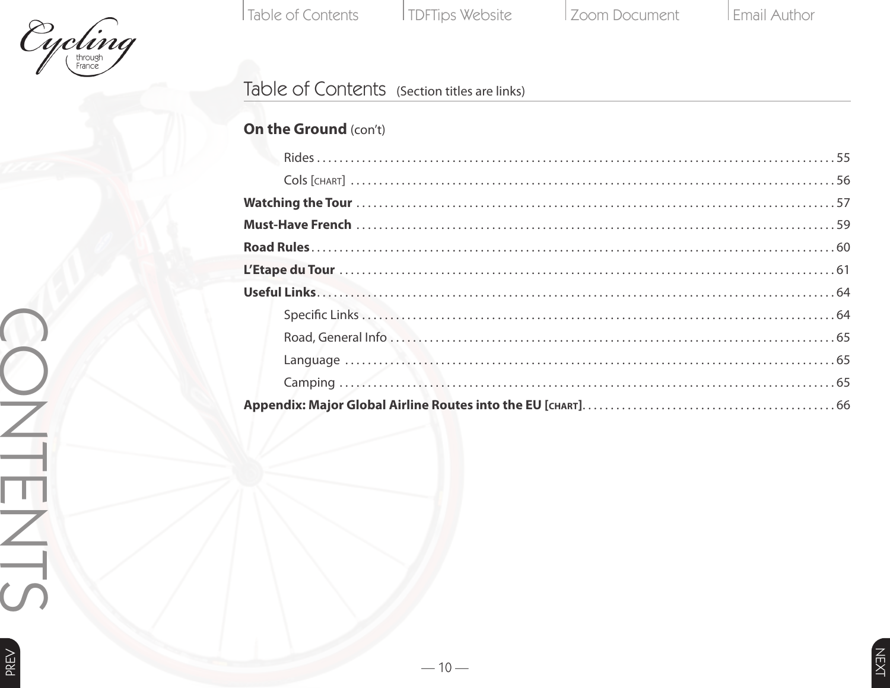## Table of Contents (Section titles are links)

**On the Ground** (con't)

- Rides . . . . . . . . . . 55
- Cols [CHART] . . . . . . . . . . 56

**Watching the Tour** . . . . . . . . . . 57

**Must-Have French** . . . . . . . . . . 59

**Road Rules** . . . . . . . . . . 60

**L'Etape du Tour** . . . . . . . . . . 61

**Useful Links** . . . . . . . . . . 64

- Specific Links . . . . . . . . . . 64
- Road, General Info . . . . . . . . . . 65
- Language . . . . . . . . . . 65
- Camping . . . . . . . . . . 65

**Appendix: Major Global Airline Routes into the EU [CHART]** . . . . . . . . . . 66